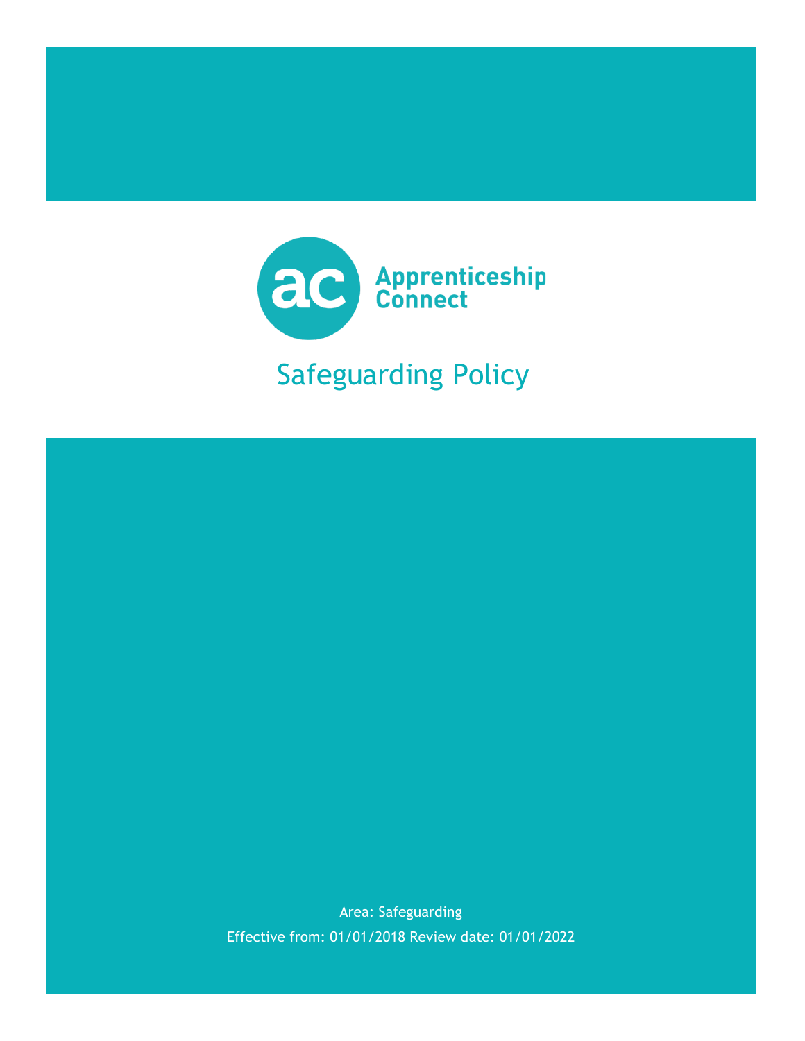Apprenticeship Connect

# Safeguarding Policy

Area: Safeguarding

Effective from: 01/01/2018 Review date: 01/01/2022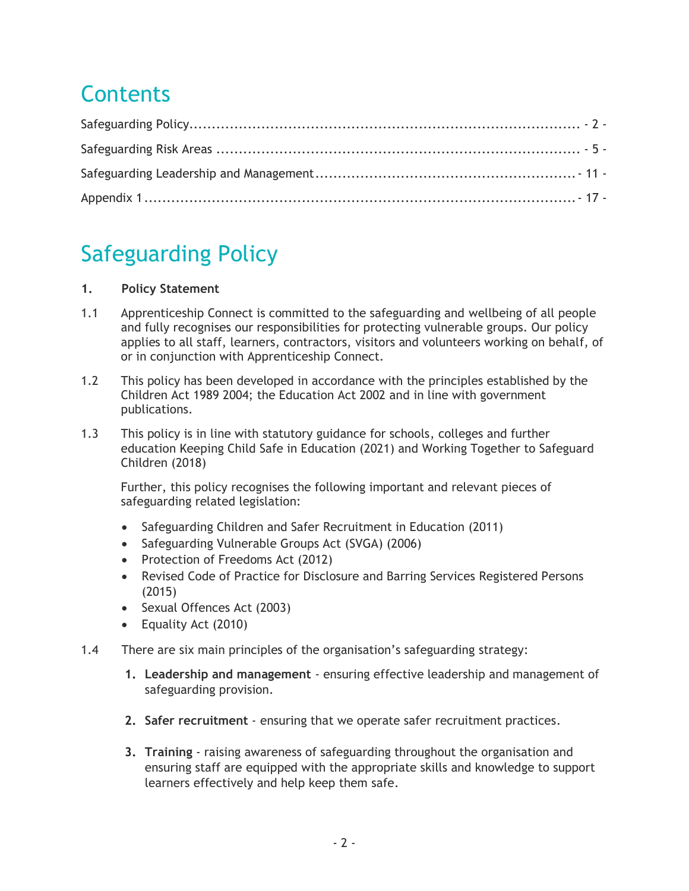# Contents

Safeguarding Policy........................................................................................ - 2 -

Safeguarding Risk Areas .................................................................................. - 5 -

Safeguarding Leadership and Management.......................................................... - 11 -

Appendix 1 ....................................................................................................... - 17 -

# Safeguarding Policy

**1. Policy Statement**

1.1 Apprenticeship Connect is committed to the safeguarding and wellbeing of all people and fully recognises our responsibilities for protecting vulnerable groups. Our policy applies to all staff, learners, contractors, visitors and volunteers working on behalf, of or in conjunction with Apprenticeship Connect.

1.2 This policy has been developed in accordance with the principles established by the Children Act 1989 2004; the Education Act 2002 and in line with government publications.

1.3 This policy is in line with statutory guidance for schools, colleges and further education Keeping Child Safe in Education (2021) and Working Together to Safeguard Children (2018)

Further, this policy recognises the following important and relevant pieces of safeguarding related legislation:

- Safeguarding Children and Safer Recruitment in Education (2011)
- Safeguarding Vulnerable Groups Act (SVGA) (2006)
- Protection of Freedoms Act (2012)
- Revised Code of Practice for Disclosure and Barring Services Registered Persons (2015)
- Sexual Offences Act (2003)
- Equality Act (2010)

1.4 There are six main principles of the organisation's safeguarding strategy:

1. **Leadership and management** - ensuring effective leadership and management of safeguarding provision.
2. **Safer recruitment** - ensuring that we operate safer recruitment practices.
3. **Training** - raising awareness of safeguarding throughout the organisation and ensuring staff are equipped with the appropriate skills and knowledge to support learners effectively and help keep them safe.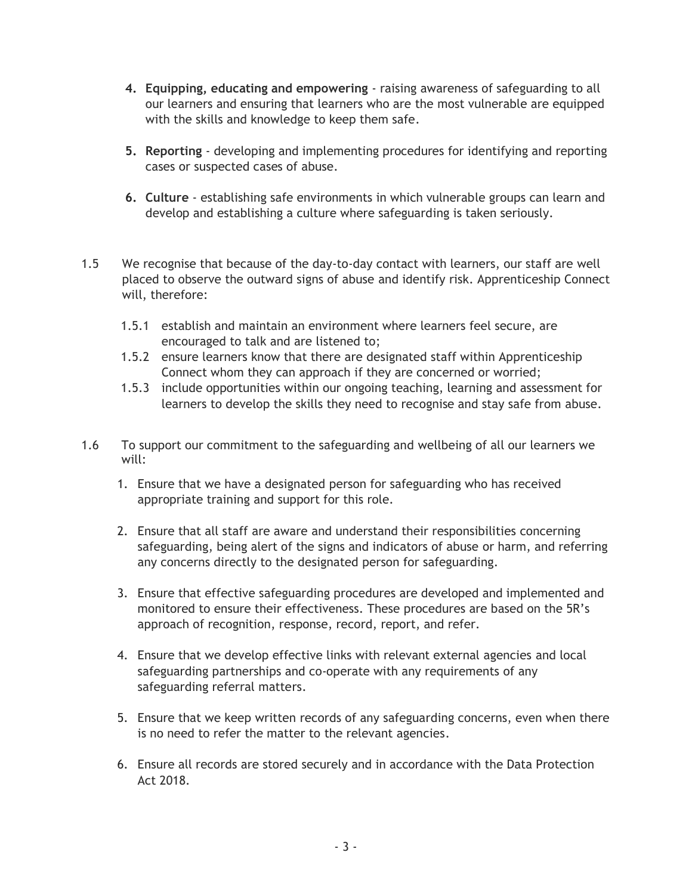4. **Equipping, educating and empowering** - raising awareness of safeguarding to all our learners and ensuring that learners who are the most vulnerable are equipped with the skills and knowledge to keep them safe.

5. **Reporting** - developing and implementing procedures for identifying and reporting cases or suspected cases of abuse.

6. **Culture** - establishing safe environments in which vulnerable groups can learn and develop and establishing a culture where safeguarding is taken seriously.

1.5 We recognise that because of the day-to-day contact with learners, our staff are well placed to observe the outward signs of abuse and identify risk. Apprenticeship Connect will, therefore:

- 1.5.1 establish and maintain an environment where learners feel secure, are encouraged to talk and are listened to;
- 1.5.2 ensure learners know that there are designated staff within Apprenticeship Connect whom they can approach if they are concerned or worried;
- 1.5.3 include opportunities within our ongoing teaching, learning and assessment for learners to develop the skills they need to recognise and stay safe from abuse.

1.6 To support our commitment to the safeguarding and wellbeing of all our learners we will:

1. Ensure that we have a designated person for safeguarding who has received appropriate training and support for this role.

2. Ensure that all staff are aware and understand their responsibilities concerning safeguarding, being alert of the signs and indicators of abuse or harm, and referring any concerns directly to the designated person for safeguarding.

3. Ensure that effective safeguarding procedures are developed and implemented and monitored to ensure their effectiveness. These procedures are based on the 5R's approach of recognition, response, record, report, and refer.

4. Ensure that we develop effective links with relevant external agencies and local safeguarding partnerships and co-operate with any requirements of any safeguarding referral matters.

5. Ensure that we keep written records of any safeguarding concerns, even when there is no need to refer the matter to the relevant agencies.

6. Ensure all records are stored securely and in accordance with the Data Protection Act 2018.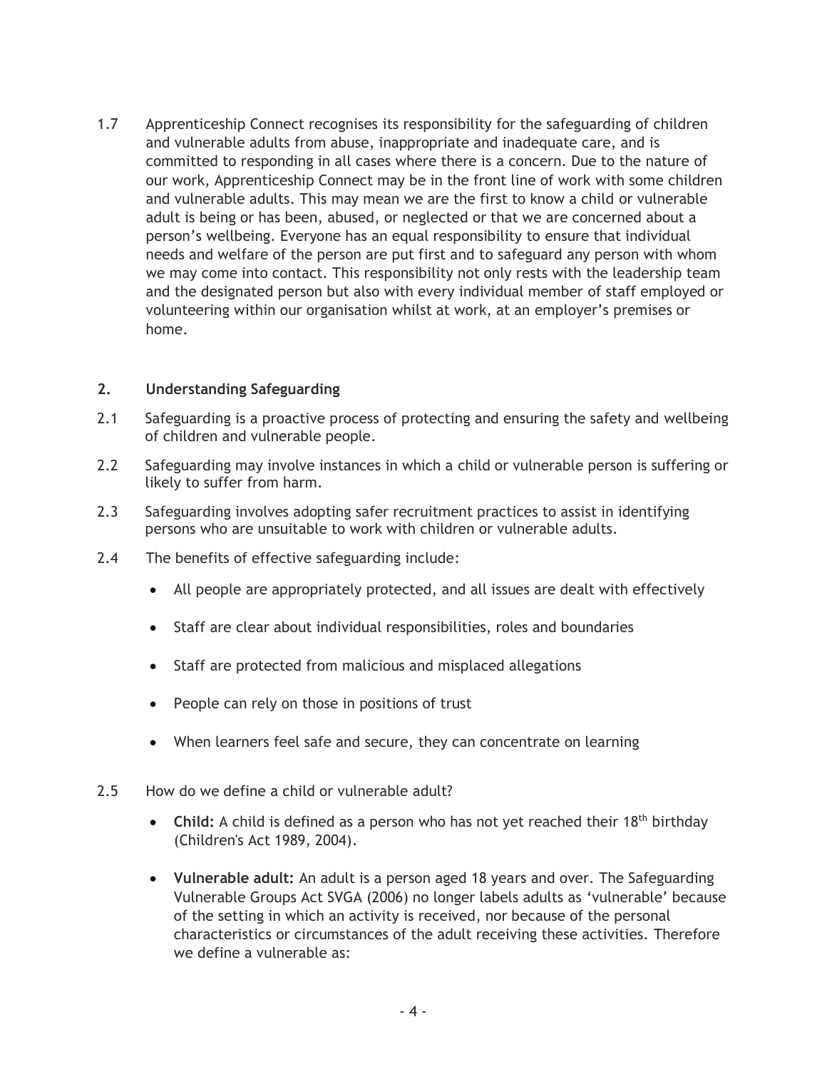1.7 Apprenticeship Connect recognises its responsibility for the safeguarding of children and vulnerable adults from abuse, inappropriate and inadequate care, and is committed to responding in all cases where there is a concern. Due to the nature of our work, Apprenticeship Connect may be in the front line of work with some children and vulnerable adults. This may mean we are the first to know a child or vulnerable adult is being or has been, abused, or neglected or that we are concerned about a person's wellbeing. Everyone has an equal responsibility to ensure that individual needs and welfare of the person are put first and to safeguard any person with whom we may come into contact. This responsibility not only rests with the leadership team and the designated person but also with every individual member of staff employed or volunteering within our organisation whilst at work, at an employer's premises or home.

## 2. Understanding Safeguarding

2.1 Safeguarding is a proactive process of protecting and ensuring the safety and wellbeing of children and vulnerable people.

2.2 Safeguarding may involve instances in which a child or vulnerable person is suffering or likely to suffer from harm.

2.3 Safeguarding involves adopting safer recruitment practices to assist in identifying persons who are unsuitable to work with children or vulnerable adults.

2.4 The benefits of effective safeguarding include:

- All people are appropriately protected, and all issues are dealt with effectively
- Staff are clear about individual responsibilities, roles and boundaries
- Staff are protected from malicious and misplaced allegations
- People can rely on those in positions of trust
- When learners feel safe and secure, they can concentrate on learning

2.5 How do we define a child or vulnerable adult?

- **Child:** A child is defined as a person who has not yet reached their 18th birthday (Children's Act 1989, 2004).
- **Vulnerable adult:** An adult is a person aged 18 years and over. The Safeguarding Vulnerable Groups Act SVGA (2006) no longer labels adults as 'vulnerable' because of the setting in which an activity is received, nor because of the personal characteristics or circumstances of the adult receiving these activities. Therefore we define a vulnerable as: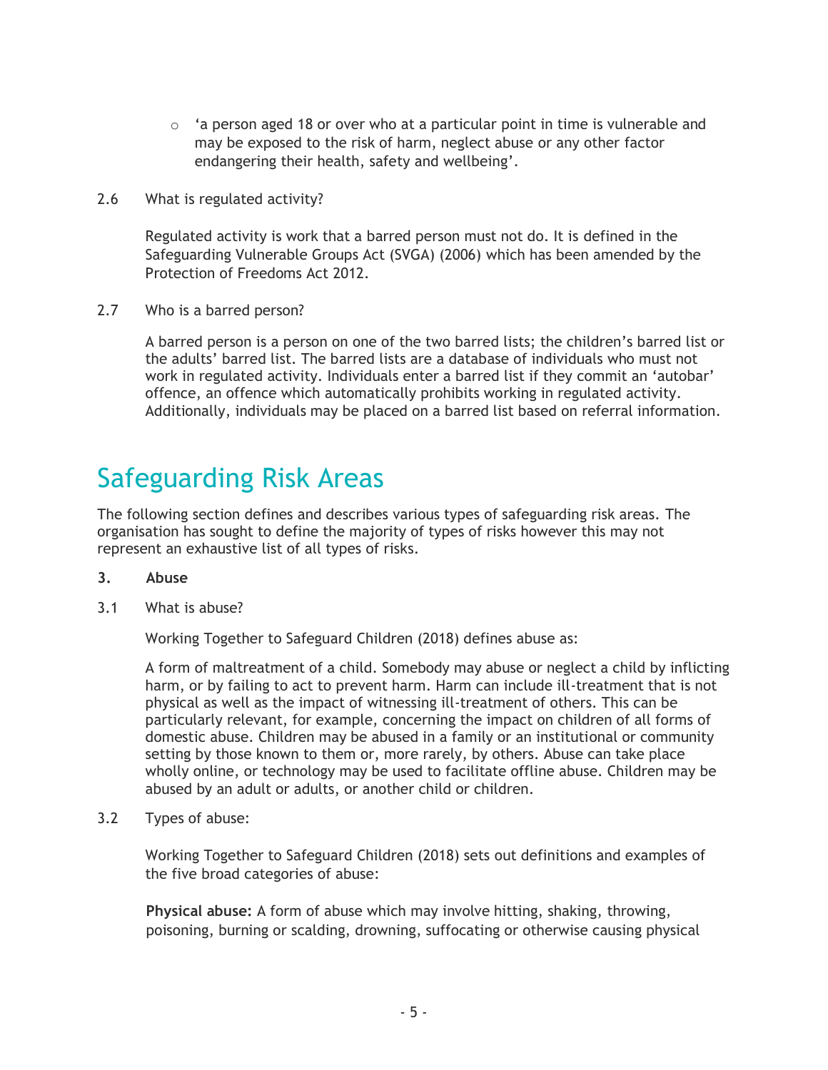- 'a person aged 18 or over who at a particular point in time is vulnerable and may be exposed to the risk of harm, neglect abuse or any other factor endangering their health, safety and wellbeing'.

2.6 What is regulated activity?

Regulated activity is work that a barred person must not do. It is defined in the Safeguarding Vulnerable Groups Act (SVGA) (2006) which has been amended by the Protection of Freedoms Act 2012.

2.7 Who is a barred person?

A barred person is a person on one of the two barred lists; the children's barred list or the adults' barred list. The barred lists are a database of individuals who must not work in regulated activity. Individuals enter a barred list if they commit an 'autobar' offence, an offence which automatically prohibits working in regulated activity. Additionally, individuals may be placed on a barred list based on referral information.

# Safeguarding Risk Areas

The following section defines and describes various types of safeguarding risk areas. The organisation has sought to define the majority of types of risks however this may not represent an exhaustive list of all types of risks.

**3. Abuse**

3.1 What is abuse?

Working Together to Safeguard Children (2018) defines abuse as:

A form of maltreatment of a child. Somebody may abuse or neglect a child by inflicting harm, or by failing to act to prevent harm. Harm can include ill-treatment that is not physical as well as the impact of witnessing ill-treatment of others. This can be particularly relevant, for example, concerning the impact on children of all forms of domestic abuse. Children may be abused in a family or an institutional or community setting by those known to them or, more rarely, by others. Abuse can take place wholly online, or technology may be used to facilitate offline abuse. Children may be abused by an adult or adults, or another child or children.

3.2 Types of abuse:

Working Together to Safeguard Children (2018) sets out definitions and examples of the five broad categories of abuse:

**Physical abuse:** A form of abuse which may involve hitting, shaking, throwing, poisoning, burning or scalding, drowning, suffocating or otherwise causing physical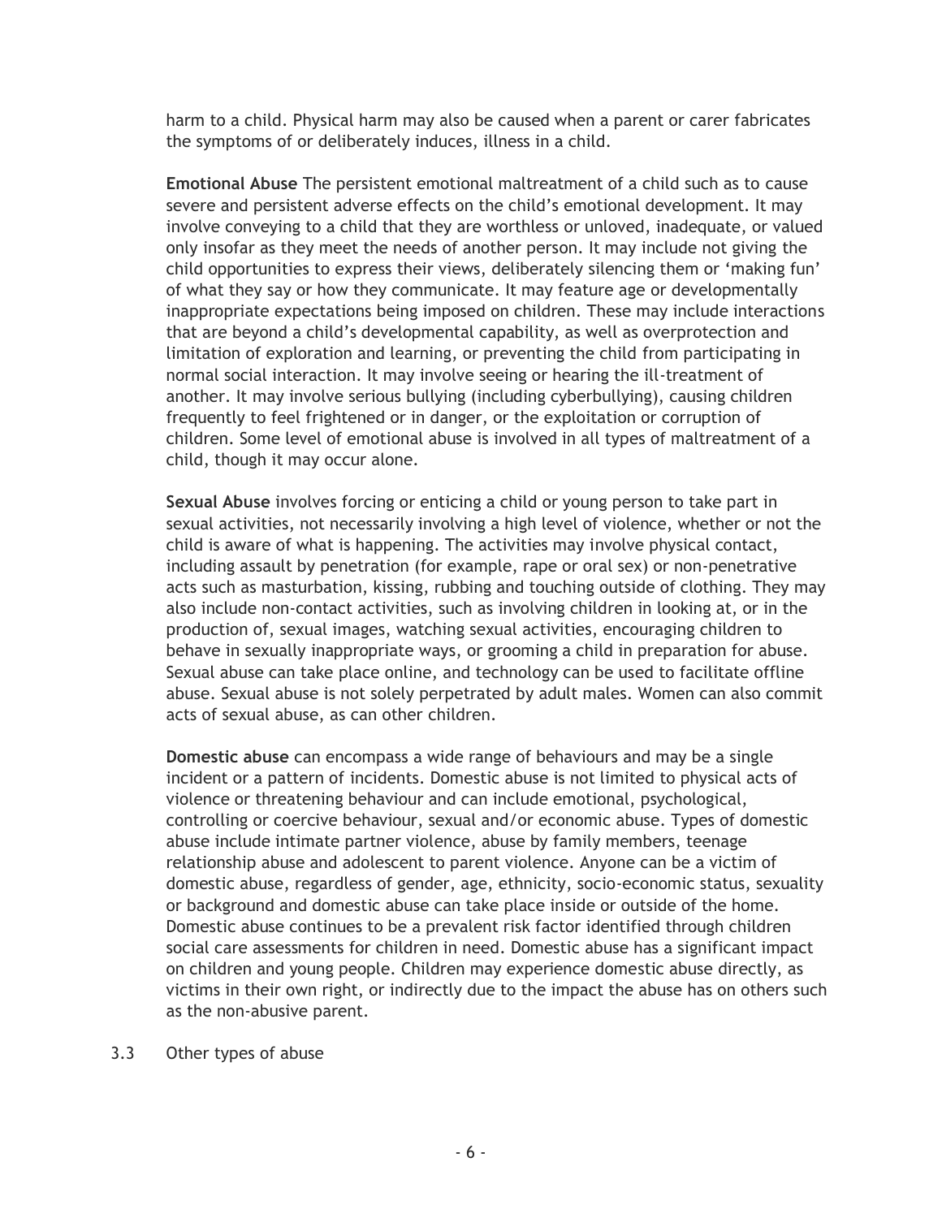harm to a child. Physical harm may also be caused when a parent or carer fabricates the symptoms of or deliberately induces, illness in a child.

**Emotional Abuse** The persistent emotional maltreatment of a child such as to cause severe and persistent adverse effects on the child's emotional development. It may involve conveying to a child that they are worthless or unloved, inadequate, or valued only insofar as they meet the needs of another person. It may include not giving the child opportunities to express their views, deliberately silencing them or 'making fun' of what they say or how they communicate. It may feature age or developmentally inappropriate expectations being imposed on children. These may include interactions that are beyond a child's developmental capability, as well as overprotection and limitation of exploration and learning, or preventing the child from participating in normal social interaction. It may involve seeing or hearing the ill-treatment of another. It may involve serious bullying (including cyberbullying), causing children frequently to feel frightened or in danger, or the exploitation or corruption of children. Some level of emotional abuse is involved in all types of maltreatment of a child, though it may occur alone.

**Sexual Abuse** involves forcing or enticing a child or young person to take part in sexual activities, not necessarily involving a high level of violence, whether or not the child is aware of what is happening. The activities may involve physical contact, including assault by penetration (for example, rape or oral sex) or non-penetrative acts such as masturbation, kissing, rubbing and touching outside of clothing. They may also include non-contact activities, such as involving children in looking at, or in the production of, sexual images, watching sexual activities, encouraging children to behave in sexually inappropriate ways, or grooming a child in preparation for abuse. Sexual abuse can take place online, and technology can be used to facilitate offline abuse. Sexual abuse is not solely perpetrated by adult males. Women can also commit acts of sexual abuse, as can other children.

**Domestic abuse** can encompass a wide range of behaviours and may be a single incident or a pattern of incidents. Domestic abuse is not limited to physical acts of violence or threatening behaviour and can include emotional, psychological, controlling or coercive behaviour, sexual and/or economic abuse. Types of domestic abuse include intimate partner violence, abuse by family members, teenage relationship abuse and adolescent to parent violence. Anyone can be a victim of domestic abuse, regardless of gender, age, ethnicity, socio-economic status, sexuality or background and domestic abuse can take place inside or outside of the home. Domestic abuse continues to be a prevalent risk factor identified through children social care assessments for children in need. Domestic abuse has a significant impact on children and young people. Children may experience domestic abuse directly, as victims in their own right, or indirectly due to the impact the abuse has on others such as the non-abusive parent.

3.3 Other types of abuse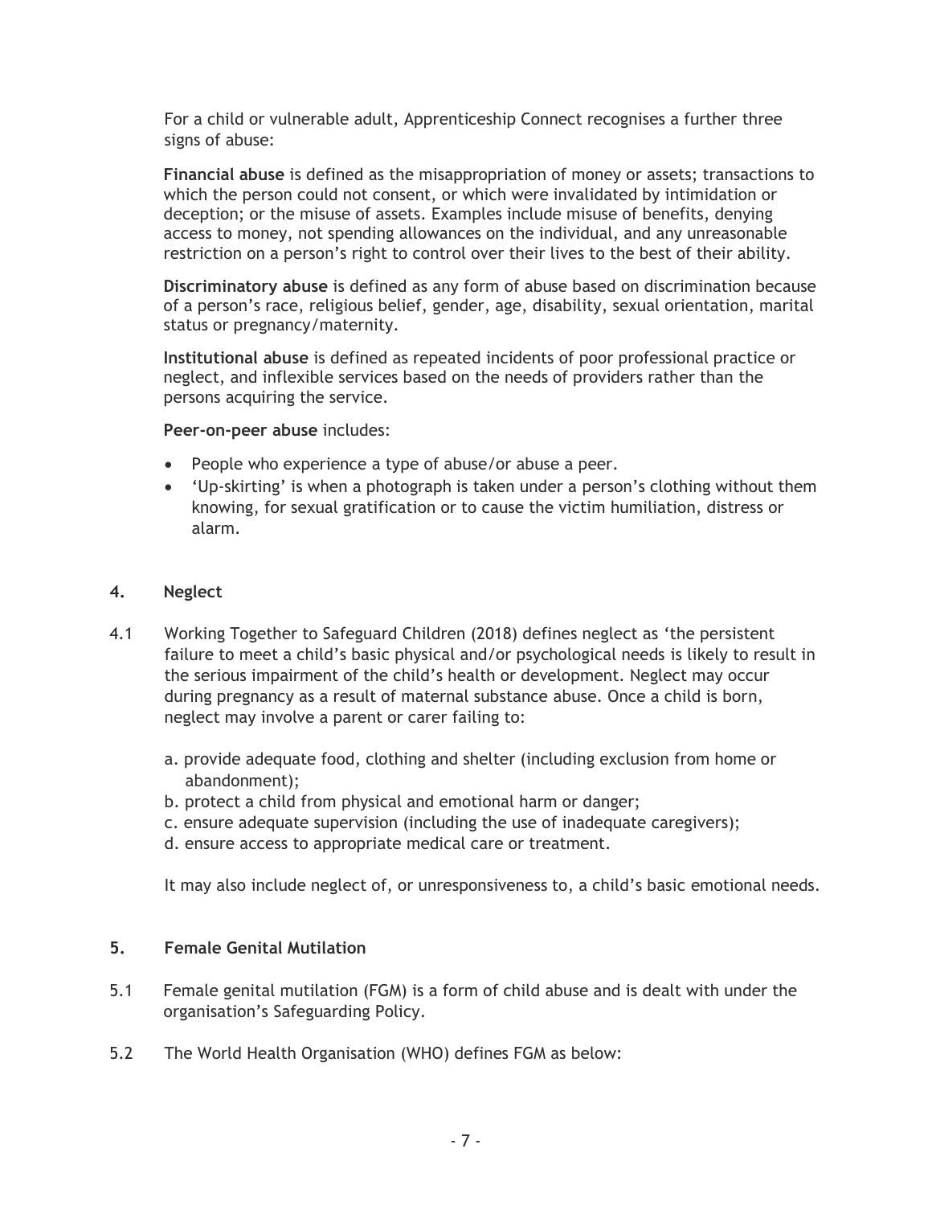For a child or vulnerable adult, Apprenticeship Connect recognises a further three signs of abuse:

**Financial abuse** is defined as the misappropriation of money or assets; transactions to which the person could not consent, or which were invalidated by intimidation or deception; or the misuse of assets. Examples include misuse of benefits, denying access to money, not spending allowances on the individual, and any unreasonable restriction on a person's right to control over their lives to the best of their ability.

**Discriminatory abuse** is defined as any form of abuse based on discrimination because of a person's race, religious belief, gender, age, disability, sexual orientation, marital status or pregnancy/maternity.

**Institutional abuse** is defined as repeated incidents of poor professional practice or neglect, and inflexible services based on the needs of providers rather than the persons acquiring the service.

**Peer-on-peer abuse** includes:

- People who experience a type of abuse/or abuse a peer.
- 'Up-skirting' is when a photograph is taken under a person's clothing without them knowing, for sexual gratification or to cause the victim humiliation, distress or alarm.

## 4. Neglect

4.1 Working Together to Safeguard Children (2018) defines neglect as 'the persistent failure to meet a child's basic physical and/or psychological needs is likely to result in the serious impairment of the child's health or development. Neglect may occur during pregnancy as a result of maternal substance abuse. Once a child is born, neglect may involve a parent or carer failing to:

a. provide adequate food, clothing and shelter (including exclusion from home or abandonment);
b. protect a child from physical and emotional harm or danger;
c. ensure adequate supervision (including the use of inadequate caregivers);
d. ensure access to appropriate medical care or treatment.

It may also include neglect of, or unresponsiveness to, a child's basic emotional needs.

## 5. Female Genital Mutilation

5.1 Female genital mutilation (FGM) is a form of child abuse and is dealt with under the organisation's Safeguarding Policy.

5.2 The World Health Organisation (WHO) defines FGM as below: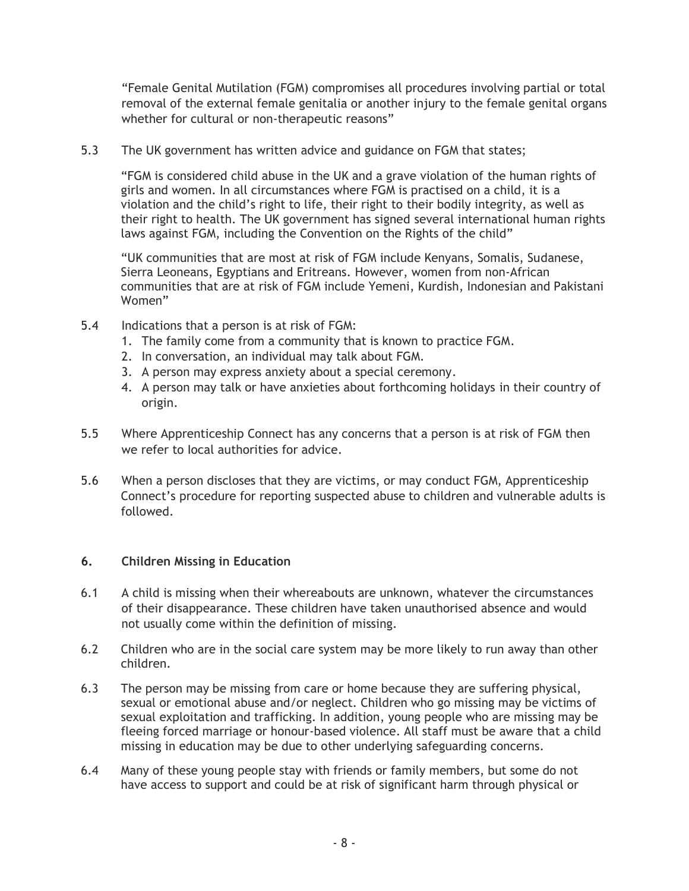"Female Genital Mutilation (FGM) compromises all procedures involving partial or total removal of the external female genitalia or another injury to the female genital organs whether for cultural or non-therapeutic reasons"

5.3 The UK government has written advice and guidance on FGM that states;

"FGM is considered child abuse in the UK and a grave violation of the human rights of girls and women. In all circumstances where FGM is practised on a child, it is a violation and the child's right to life, their right to their bodily integrity, as well as their right to health. The UK government has signed several international human rights laws against FGM, including the Convention on the Rights of the child"

"UK communities that are most at risk of FGM include Kenyans, Somalis, Sudanese, Sierra Leoneans, Egyptians and Eritreans. However, women from non-African communities that are at risk of FGM include Yemeni, Kurdish, Indonesian and Pakistani Women"

5.4 Indications that a person is at risk of FGM:

1. The family come from a community that is known to practice FGM.
2. In conversation, an individual may talk about FGM.
3. A person may express anxiety about a special ceremony.
4. A person may talk or have anxieties about forthcoming holidays in their country of origin.

5.5 Where Apprenticeship Connect has any concerns that a person is at risk of FGM then we refer to local authorities for advice.

5.6 When a person discloses that they are victims, or may conduct FGM, Apprenticeship Connect's procedure for reporting suspected abuse to children and vulnerable adults is followed.

## 6. Children Missing in Education

6.1 A child is missing when their whereabouts are unknown, whatever the circumstances of their disappearance. These children have taken unauthorised absence and would not usually come within the definition of missing.

6.2 Children who are in the social care system may be more likely to run away than other children.

6.3 The person may be missing from care or home because they are suffering physical, sexual or emotional abuse and/or neglect. Children who go missing may be victims of sexual exploitation and trafficking. In addition, young people who are missing may be fleeing forced marriage or honour-based violence. All staff must be aware that a child missing in education may be due to other underlying safeguarding concerns.

6.4 Many of these young people stay with friends or family members, but some do not have access to support and could be at risk of significant harm through physical or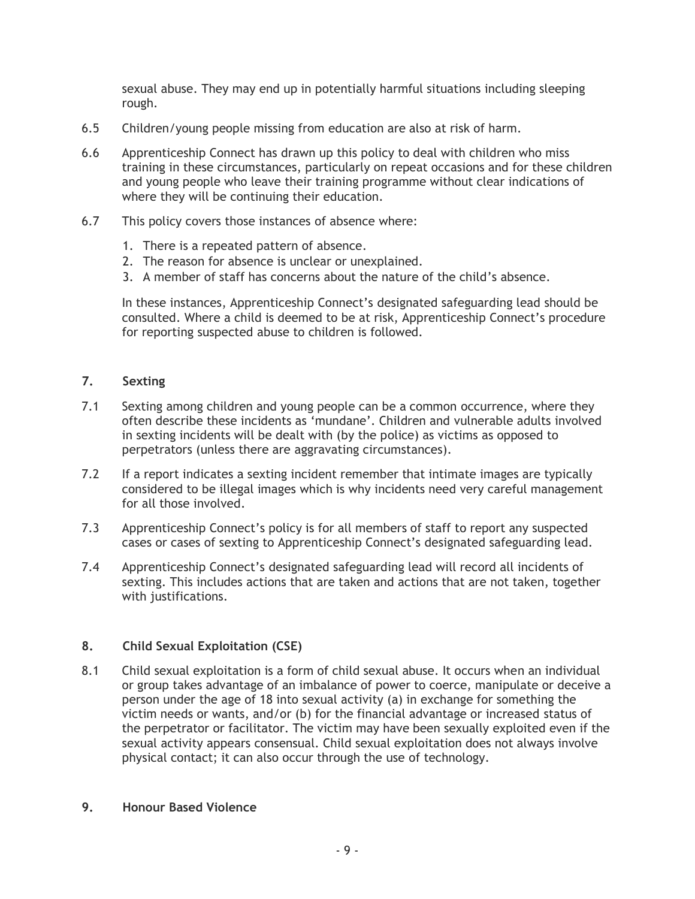sexual abuse. They may end up in potentially harmful situations including sleeping rough.

6.5 Children/young people missing from education are also at risk of harm.

6.6 Apprenticeship Connect has drawn up this policy to deal with children who miss training in these circumstances, particularly on repeat occasions and for these children and young people who leave their training programme without clear indications of where they will be continuing their education.

6.7 This policy covers those instances of absence where:

1. There is a repeated pattern of absence.
2. The reason for absence is unclear or unexplained.
3. A member of staff has concerns about the nature of the child's absence.

In these instances, Apprenticeship Connect's designated safeguarding lead should be consulted. Where a child is deemed to be at risk, Apprenticeship Connect's procedure for reporting suspected abuse to children is followed.

## 7. Sexting

7.1 Sexting among children and young people can be a common occurrence, where they often describe these incidents as 'mundane'. Children and vulnerable adults involved in sexting incidents will be dealt with (by the police) as victims as opposed to perpetrators (unless there are aggravating circumstances).

7.2 If a report indicates a sexting incident remember that intimate images are typically considered to be illegal images which is why incidents need very careful management for all those involved.

7.3 Apprenticeship Connect's policy is for all members of staff to report any suspected cases or cases of sexting to Apprenticeship Connect's designated safeguarding lead.

7.4 Apprenticeship Connect's designated safeguarding lead will record all incidents of sexting. This includes actions that are taken and actions that are not taken, together with justifications.

## 8. Child Sexual Exploitation (CSE)

8.1 Child sexual exploitation is a form of child sexual abuse. It occurs when an individual or group takes advantage of an imbalance of power to coerce, manipulate or deceive a person under the age of 18 into sexual activity (a) in exchange for something the victim needs or wants, and/or (b) for the financial advantage or increased status of the perpetrator or facilitator. The victim may have been sexually exploited even if the sexual activity appears consensual. Child sexual exploitation does not always involve physical contact; it can also occur through the use of technology.

## 9. Honour Based Violence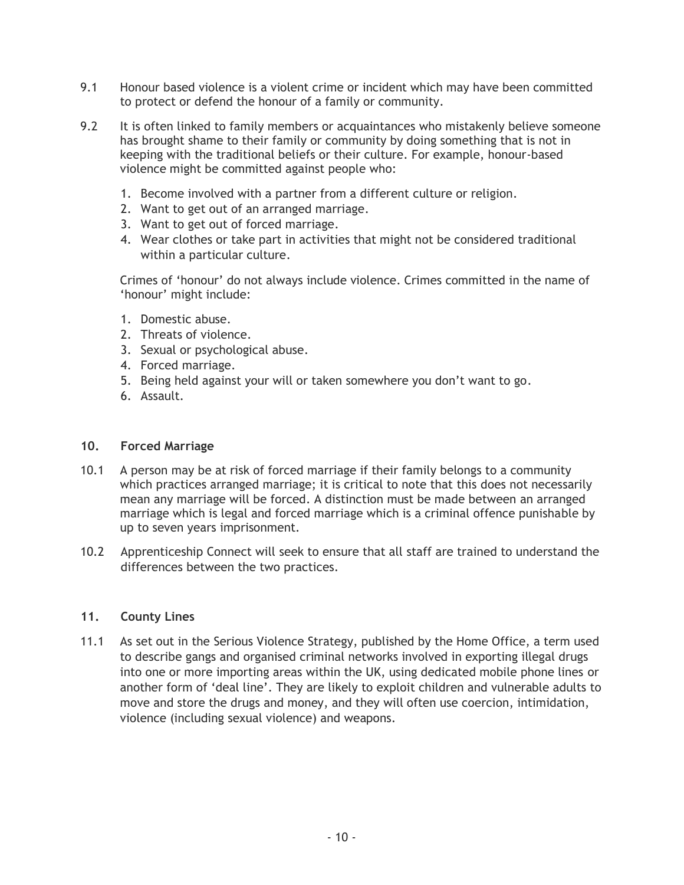9.1 Honour based violence is a violent crime or incident which may have been committed to protect or defend the honour of a family or community.

9.2 It is often linked to family members or acquaintances who mistakenly believe someone has brought shame to their family or community by doing something that is not in keeping with the traditional beliefs or their culture. For example, honour-based violence might be committed against people who:

1. Become involved with a partner from a different culture or religion.
2. Want to get out of an arranged marriage.
3. Want to get out of forced marriage.
4. Wear clothes or take part in activities that might not be considered traditional within a particular culture.

Crimes of 'honour' do not always include violence. Crimes committed in the name of 'honour' might include:

1. Domestic abuse.
2. Threats of violence.
3. Sexual or psychological abuse.
4. Forced marriage.
5. Being held against your will or taken somewhere you don't want to go.
6. Assault.

## 10. Forced Marriage

10.1 A person may be at risk of forced marriage if their family belongs to a community which practices arranged marriage; it is critical to note that this does not necessarily mean any marriage will be forced. A distinction must be made between an arranged marriage which is legal and forced marriage which is a criminal offence punishable by up to seven years imprisonment.

10.2 Apprenticeship Connect will seek to ensure that all staff are trained to understand the differences between the two practices.

## 11. County Lines

11.1 As set out in the Serious Violence Strategy, published by the Home Office, a term used to describe gangs and organised criminal networks involved in exporting illegal drugs into one or more importing areas within the UK, using dedicated mobile phone lines or another form of 'deal line'. They are likely to exploit children and vulnerable adults to move and store the drugs and money, and they will often use coercion, intimidation, violence (including sexual violence) and weapons.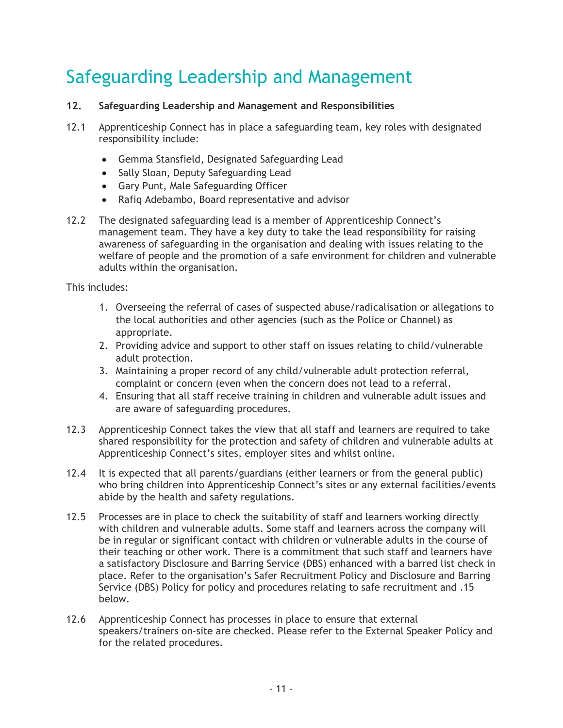# Safeguarding Leadership and Management

**12. Safeguarding Leadership and Management and Responsibilities**

12.1 Apprenticeship Connect has in place a safeguarding team, key roles with designated responsibility include:

- Gemma Stansfield, Designated Safeguarding Lead
- Sally Sloan, Deputy Safeguarding Lead
- Gary Punt, Male Safeguarding Officer
- Rafiq Adebambo, Board representative and advisor

12.2 The designated safeguarding lead is a member of Apprenticeship Connect's management team. They have a key duty to take the lead responsibility for raising awareness of safeguarding in the organisation and dealing with issues relating to the welfare of people and the promotion of a safe environment for children and vulnerable adults within the organisation.

This includes:

1. Overseeing the referral of cases of suspected abuse/radicalisation or allegations to the local authorities and other agencies (such as the Police or Channel) as appropriate.
2. Providing advice and support to other staff on issues relating to child/vulnerable adult protection.
3. Maintaining a proper record of any child/vulnerable adult protection referral, complaint or concern (even when the concern does not lead to a referral.
4. Ensuring that all staff receive training in children and vulnerable adult issues and are aware of safeguarding procedures.

12.3 Apprenticeship Connect takes the view that all staff and learners are required to take shared responsibility for the protection and safety of children and vulnerable adults at Apprenticeship Connect's sites, employer sites and whilst online.

12.4 It is expected that all parents/guardians (either learners or from the general public) who bring children into Apprenticeship Connect's sites or any external facilities/events abide by the health and safety regulations.

12.5 Processes are in place to check the suitability of staff and learners working directly with children and vulnerable adults. Some staff and learners across the company will be in regular or significant contact with children or vulnerable adults in the course of their teaching or other work. There is a commitment that such staff and learners have a satisfactory Disclosure and Barring Service (DBS) enhanced with a barred list check in place. Refer to the organisation's Safer Recruitment Policy and Disclosure and Barring Service (DBS) Policy for policy and procedures relating to safe recruitment and .15 below.

12.6 Apprenticeship Connect has processes in place to ensure that external speakers/trainers on-site are checked. Please refer to the External Speaker Policy and for the related procedures.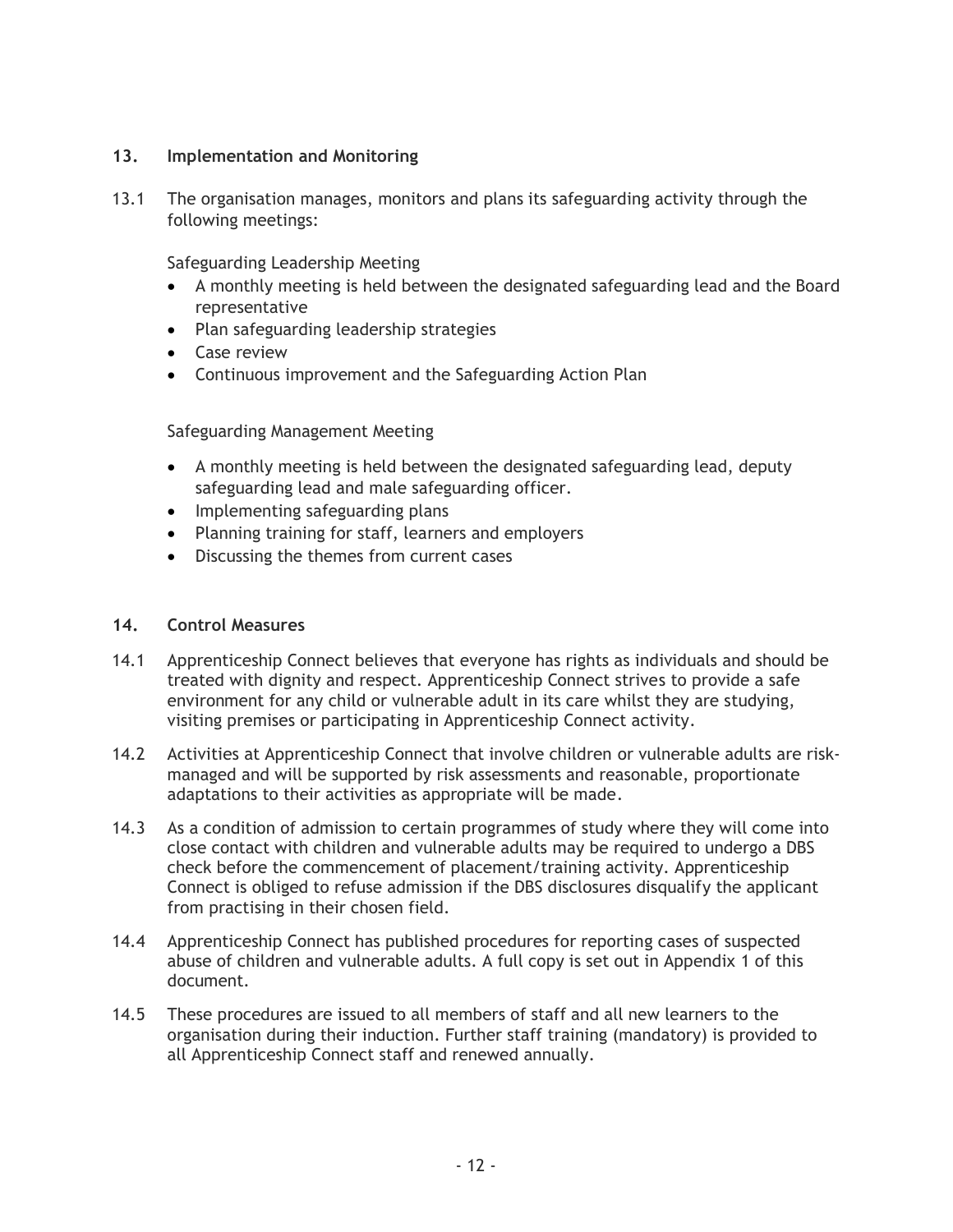## 13. Implementation and Monitoring

13.1 The organisation manages, monitors and plans its safeguarding activity through the following meetings:

Safeguarding Leadership Meeting

- A monthly meeting is held between the designated safeguarding lead and the Board representative
- Plan safeguarding leadership strategies
- Case review
- Continuous improvement and the Safeguarding Action Plan

Safeguarding Management Meeting

- A monthly meeting is held between the designated safeguarding lead, deputy safeguarding lead and male safeguarding officer.
- Implementing safeguarding plans
- Planning training for staff, learners and employers
- Discussing the themes from current cases

## 14. Control Measures

14.1 Apprenticeship Connect believes that everyone has rights as individuals and should be treated with dignity and respect. Apprenticeship Connect strives to provide a safe environment for any child or vulnerable adult in its care whilst they are studying, visiting premises or participating in Apprenticeship Connect activity.

14.2 Activities at Apprenticeship Connect that involve children or vulnerable adults are risk-managed and will be supported by risk assessments and reasonable, proportionate adaptations to their activities as appropriate will be made.

14.3 As a condition of admission to certain programmes of study where they will come into close contact with children and vulnerable adults may be required to undergo a DBS check before the commencement of placement/training activity. Apprenticeship Connect is obliged to refuse admission if the DBS disclosures disqualify the applicant from practising in their chosen field.

14.4 Apprenticeship Connect has published procedures for reporting cases of suspected abuse of children and vulnerable adults. A full copy is set out in Appendix 1 of this document.

14.5 These procedures are issued to all members of staff and all new learners to the organisation during their induction. Further staff training (mandatory) is provided to all Apprenticeship Connect staff and renewed annually.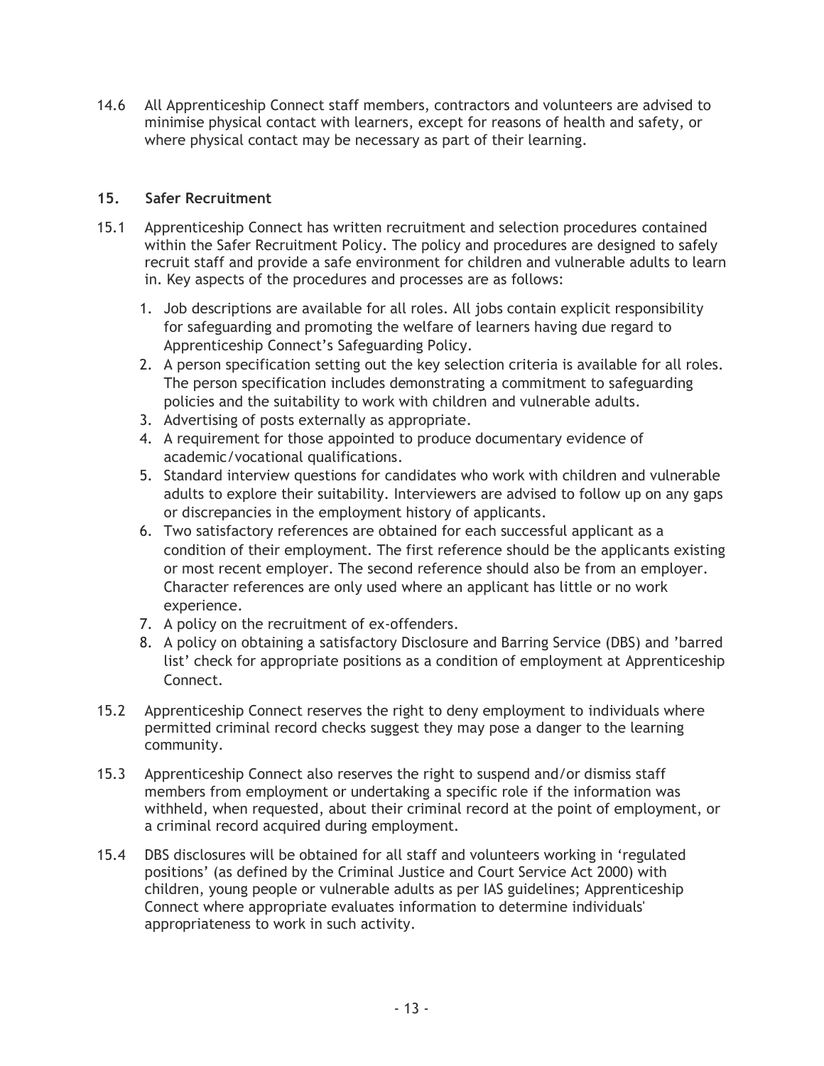14.6 All Apprenticeship Connect staff members, contractors and volunteers are advised to minimise physical contact with learners, except for reasons of health and safety, or where physical contact may be necessary as part of their learning.

## 15. Safer Recruitment

15.1 Apprenticeship Connect has written recruitment and selection procedures contained within the Safer Recruitment Policy. The policy and procedures are designed to safely recruit staff and provide a safe environment for children and vulnerable adults to learn in. Key aspects of the procedures and processes are as follows:

1. Job descriptions are available for all roles. All jobs contain explicit responsibility for safeguarding and promoting the welfare of learners having due regard to Apprenticeship Connect's Safeguarding Policy.
2. A person specification setting out the key selection criteria is available for all roles. The person specification includes demonstrating a commitment to safeguarding policies and the suitability to work with children and vulnerable adults.
3. Advertising of posts externally as appropriate.
4. A requirement for those appointed to produce documentary evidence of academic/vocational qualifications.
5. Standard interview questions for candidates who work with children and vulnerable adults to explore their suitability. Interviewers are advised to follow up on any gaps or discrepancies in the employment history of applicants.
6. Two satisfactory references are obtained for each successful applicant as a condition of their employment. The first reference should be the applicants existing or most recent employer. The second reference should also be from an employer. Character references are only used where an applicant has little or no work experience.
7. A policy on the recruitment of ex-offenders.
8. A policy on obtaining a satisfactory Disclosure and Barring Service (DBS) and 'barred list' check for appropriate positions as a condition of employment at Apprenticeship Connect.

15.2 Apprenticeship Connect reserves the right to deny employment to individuals where permitted criminal record checks suggest they may pose a danger to the learning community.

15.3 Apprenticeship Connect also reserves the right to suspend and/or dismiss staff members from employment or undertaking a specific role if the information was withheld, when requested, about their criminal record at the point of employment, or a criminal record acquired during employment.

15.4 DBS disclosures will be obtained for all staff and volunteers working in 'regulated positions' (as defined by the Criminal Justice and Court Service Act 2000) with children, young people or vulnerable adults as per IAS guidelines; Apprenticeship Connect where appropriate evaluates information to determine individuals' appropriateness to work in such activity.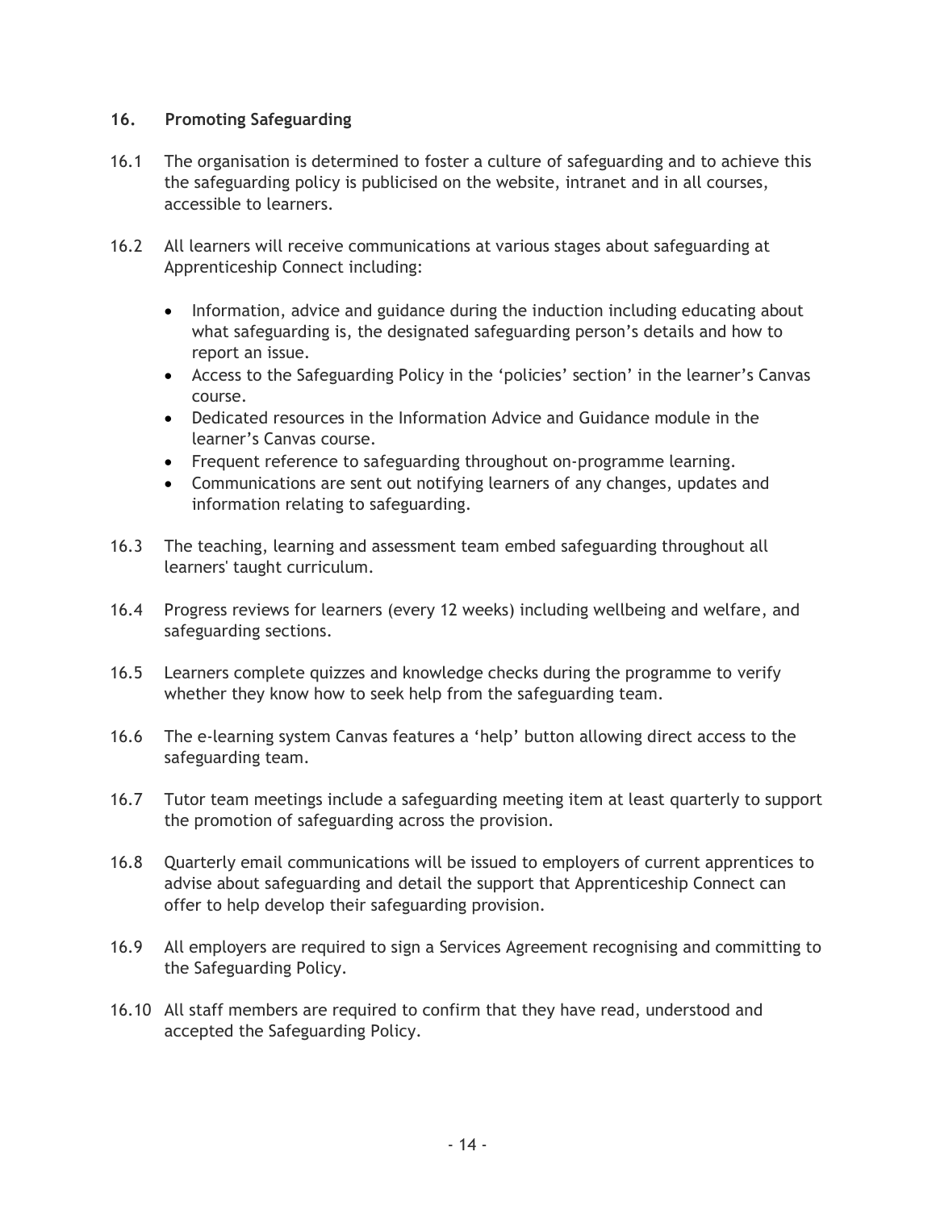## 16. Promoting Safeguarding

16.1 The organisation is determined to foster a culture of safeguarding and to achieve this the safeguarding policy is publicised on the website, intranet and in all courses, accessible to learners.

16.2 All learners will receive communications at various stages about safeguarding at Apprenticeship Connect including:

- Information, advice and guidance during the induction including educating about what safeguarding is, the designated safeguarding person's details and how to report an issue.
- Access to the Safeguarding Policy in the 'policies' section' in the learner's Canvas course.
- Dedicated resources in the Information Advice and Guidance module in the learner's Canvas course.
- Frequent reference to safeguarding throughout on-programme learning.
- Communications are sent out notifying learners of any changes, updates and information relating to safeguarding.

16.3 The teaching, learning and assessment team embed safeguarding throughout all learners' taught curriculum.

16.4 Progress reviews for learners (every 12 weeks) including wellbeing and welfare, and safeguarding sections.

16.5 Learners complete quizzes and knowledge checks during the programme to verify whether they know how to seek help from the safeguarding team.

16.6 The e-learning system Canvas features a 'help' button allowing direct access to the safeguarding team.

16.7 Tutor team meetings include a safeguarding meeting item at least quarterly to support the promotion of safeguarding across the provision.

16.8 Quarterly email communications will be issued to employers of current apprentices to advise about safeguarding and detail the support that Apprenticeship Connect can offer to help develop their safeguarding provision.

16.9 All employers are required to sign a Services Agreement recognising and committing to the Safeguarding Policy.

16.10 All staff members are required to confirm that they have read, understood and accepted the Safeguarding Policy.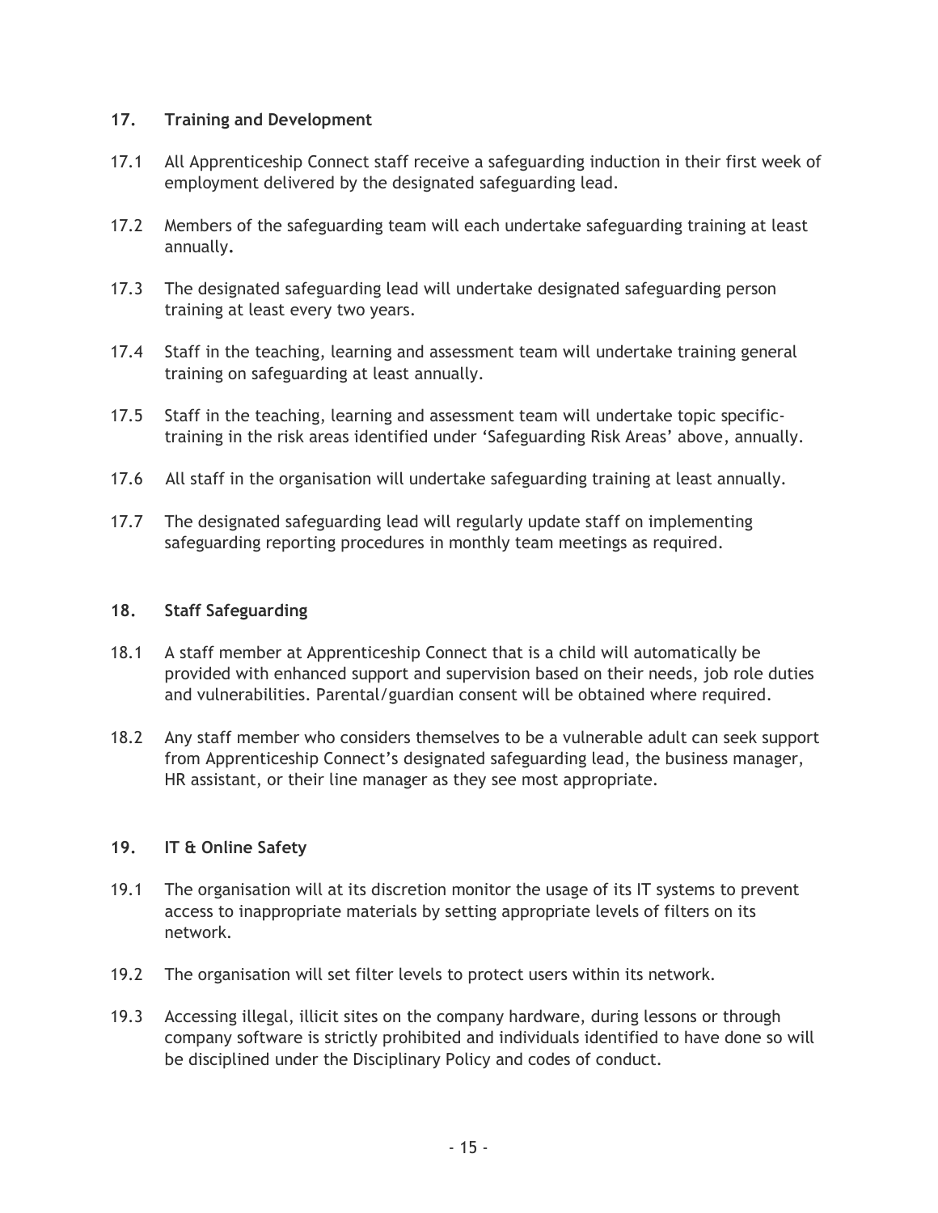## 17. Training and Development

17.1 All Apprenticeship Connect staff receive a safeguarding induction in their first week of employment delivered by the designated safeguarding lead.

17.2 Members of the safeguarding team will each undertake safeguarding training at least annually**.**

17.3 The designated safeguarding lead will undertake designated safeguarding person training at least every two years.

17.4 Staff in the teaching, learning and assessment team will undertake training general training on safeguarding at least annually.

17.5 Staff in the teaching, learning and assessment team will undertake topic specific-training in the risk areas identified under 'Safeguarding Risk Areas' above, annually.

17.6 All staff in the organisation will undertake safeguarding training at least annually.

17.7 The designated safeguarding lead will regularly update staff on implementing safeguarding reporting procedures in monthly team meetings as required.

## 18. Staff Safeguarding

18.1 A staff member at Apprenticeship Connect that is a child will automatically be provided with enhanced support and supervision based on their needs, job role duties and vulnerabilities. Parental/guardian consent will be obtained where required.

18.2 Any staff member who considers themselves to be a vulnerable adult can seek support from Apprenticeship Connect's designated safeguarding lead, the business manager, HR assistant, or their line manager as they see most appropriate.

## 19. IT & Online Safety

19.1 The organisation will at its discretion monitor the usage of its IT systems to prevent access to inappropriate materials by setting appropriate levels of filters on its network.

19.2 The organisation will set filter levels to protect users within its network.

19.3 Accessing illegal, illicit sites on the company hardware, during lessons or through company software is strictly prohibited and individuals identified to have done so will be disciplined under the Disciplinary Policy and codes of conduct.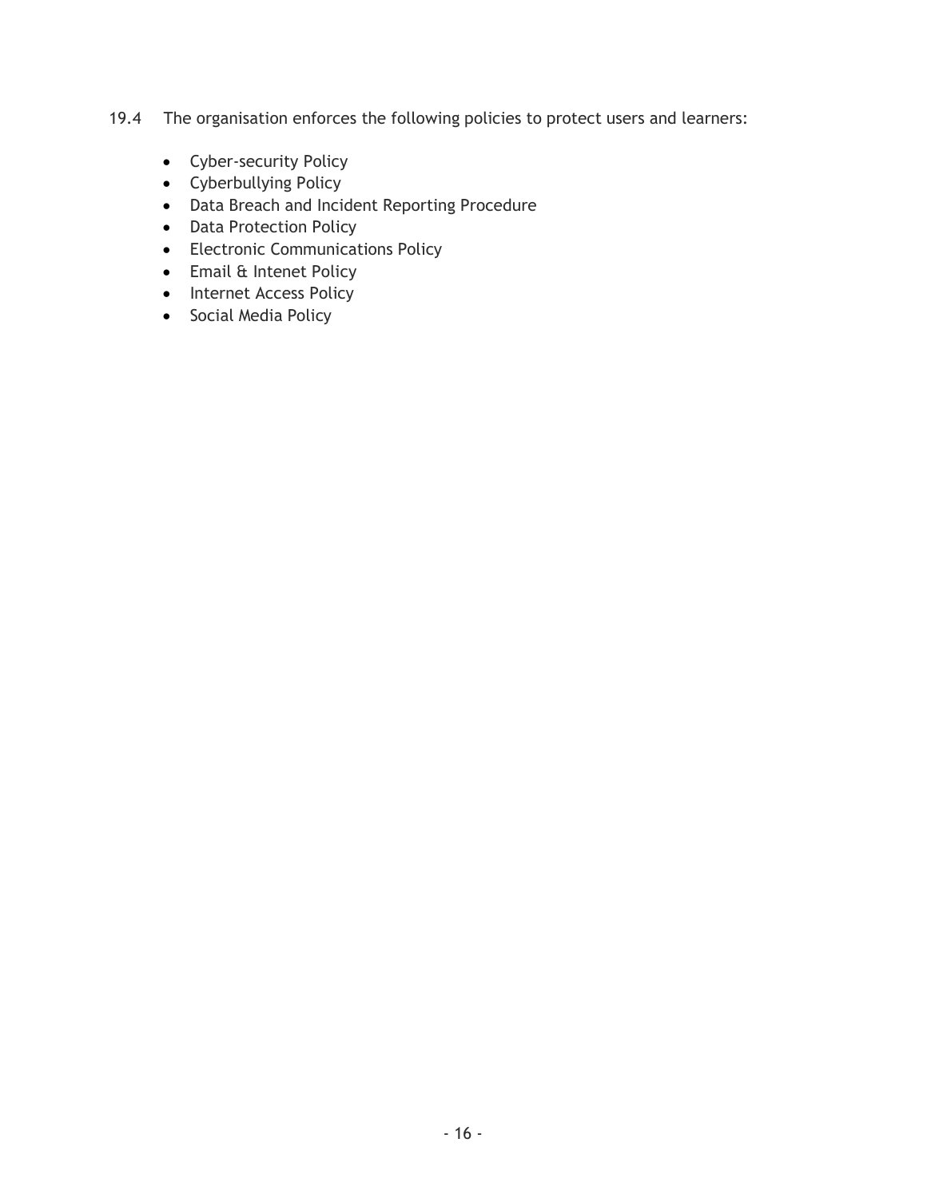19.4 The organisation enforces the following policies to protect users and learners:

- Cyber-security Policy
- Cyberbullying Policy
- Data Breach and Incident Reporting Procedure
- Data Protection Policy
- Electronic Communications Policy
- Email & Intenet Policy
- Internet Access Policy
- Social Media Policy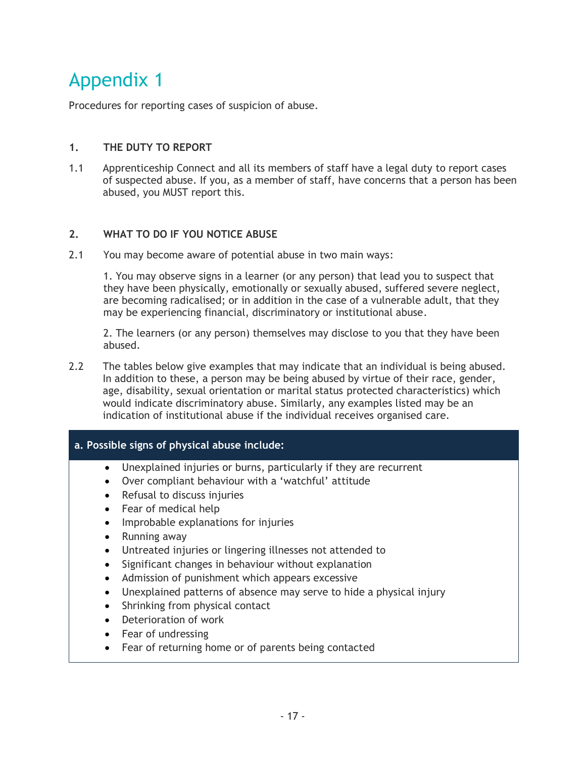# Appendix 1

Procedures for reporting cases of suspicion of abuse.

**1. THE DUTY TO REPORT**

1.1 Apprenticeship Connect and all its members of staff have a legal duty to report cases of suspected abuse. If you, as a member of staff, have concerns that a person has been abused, you MUST report this.

**2. WHAT TO DO IF YOU NOTICE ABUSE**

2.1 You may become aware of potential abuse in two main ways:

1. You may observe signs in a learner (or any person) that lead you to suspect that they have been physically, emotionally or sexually abused, suffered severe neglect, are becoming radicalised; or in addition in the case of a vulnerable adult, that they may be experiencing financial, discriminatory or institutional abuse.

2. The learners (or any person) themselves may disclose to you that they have been abused.

2.2 The tables below give examples that may indicate that an individual is being abused. In addition to these, a person may be being abused by virtue of their race, gender, age, disability, sexual orientation or marital status protected characteristics) which would indicate discriminatory abuse. Similarly, any examples listed may be an indication of institutional abuse if the individual receives organised care.

| a. Possible signs of physical abuse include: |
|---|
| • Unexplained injuries or burns, particularly if they are recurrent<br>• Over compliant behaviour with a 'watchful' attitude<br>• Refusal to discuss injuries<br>• Fear of medical help<br>• Improbable explanations for injuries<br>• Running away<br>• Untreated injuries or lingering illnesses not attended to<br>• Significant changes in behaviour without explanation<br>• Admission of punishment which appears excessive<br>• Unexplained patterns of absence may serve to hide a physical injury<br>• Shrinking from physical contact<br>• Deterioration of work<br>• Fear of undressing<br>• Fear of returning home or of parents being contacted |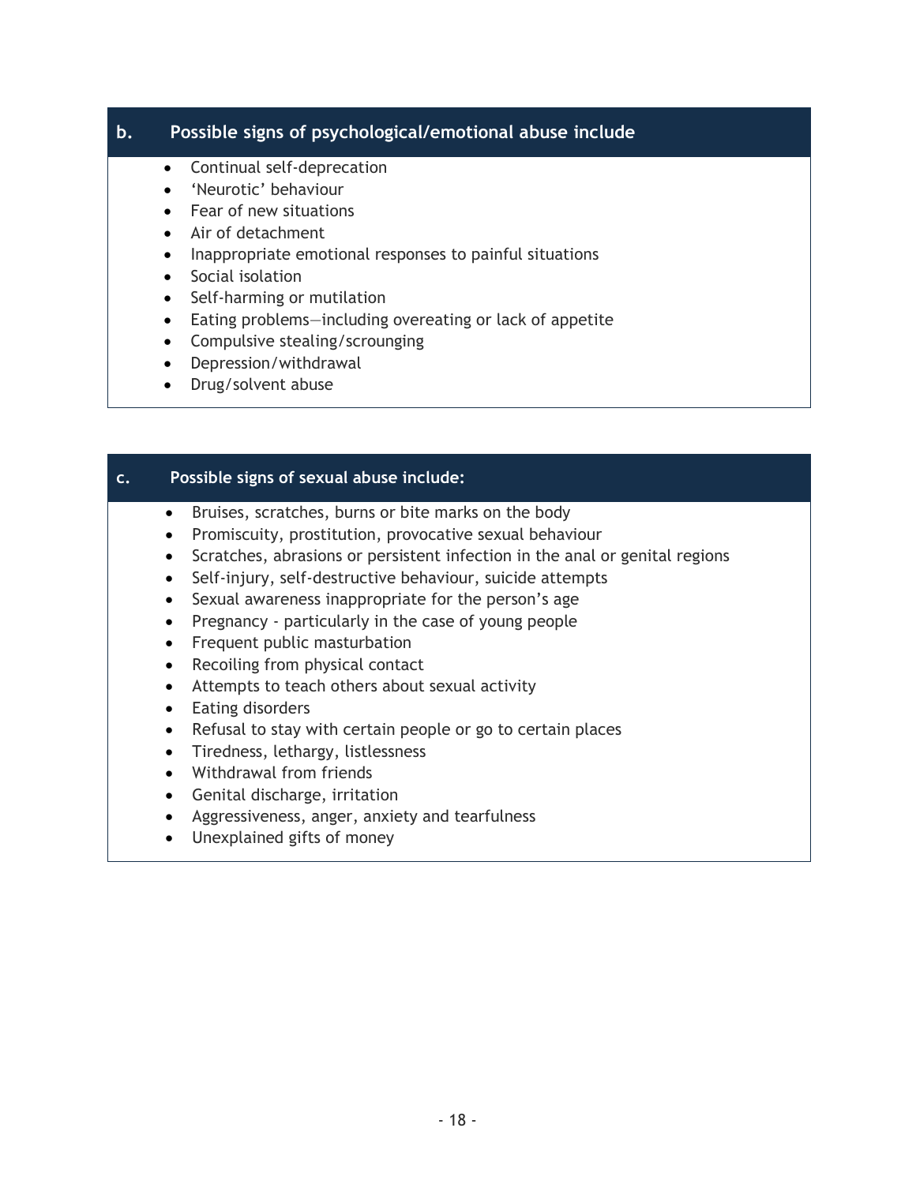### b. Possible signs of psychological/emotional abuse include

- Continual self-deprecation
- 'Neurotic' behaviour
- Fear of new situations
- Air of detachment
- Inappropriate emotional responses to painful situations
- Social isolation
- Self-harming or mutilation
- Eating problems—including overeating or lack of appetite
- Compulsive stealing/scrounging
- Depression/withdrawal
- Drug/solvent abuse

### c. Possible signs of sexual abuse include:

- Bruises, scratches, burns or bite marks on the body
- Promiscuity, prostitution, provocative sexual behaviour
- Scratches, abrasions or persistent infection in the anal or genital regions
- Self-injury, self-destructive behaviour, suicide attempts
- Sexual awareness inappropriate for the person's age
- Pregnancy - particularly in the case of young people
- Frequent public masturbation
- Recoiling from physical contact
- Attempts to teach others about sexual activity
- Eating disorders
- Refusal to stay with certain people or go to certain places
- Tiredness, lethargy, listlessness
- Withdrawal from friends
- Genital discharge, irritation
- Aggressiveness, anger, anxiety and tearfulness
- Unexplained gifts of money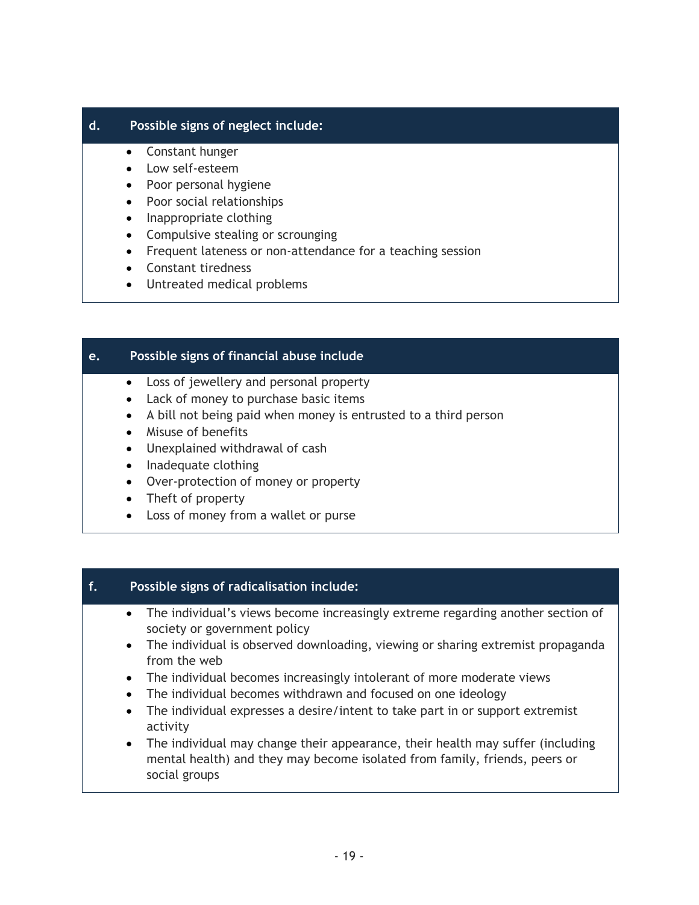### d. Possible signs of neglect include:

- Constant hunger
- Low self-esteem
- Poor personal hygiene
- Poor social relationships
- Inappropriate clothing
- Compulsive stealing or scrounging
- Frequent lateness or non-attendance for a teaching session
- Constant tiredness
- Untreated medical problems

### e. Possible signs of financial abuse include

- Loss of jewellery and personal property
- Lack of money to purchase basic items
- A bill not being paid when money is entrusted to a third person
- Misuse of benefits
- Unexplained withdrawal of cash
- Inadequate clothing
- Over-protection of money or property
- Theft of property
- Loss of money from a wallet or purse

### f. Possible signs of radicalisation include:

- The individual's views become increasingly extreme regarding another section of society or government policy
- The individual is observed downloading, viewing or sharing extremist propaganda from the web
- The individual becomes increasingly intolerant of more moderate views
- The individual becomes withdrawn and focused on one ideology
- The individual expresses a desire/intent to take part in or support extremist activity
- The individual may change their appearance, their health may suffer (including mental health) and they may become isolated from family, friends, peers or social groups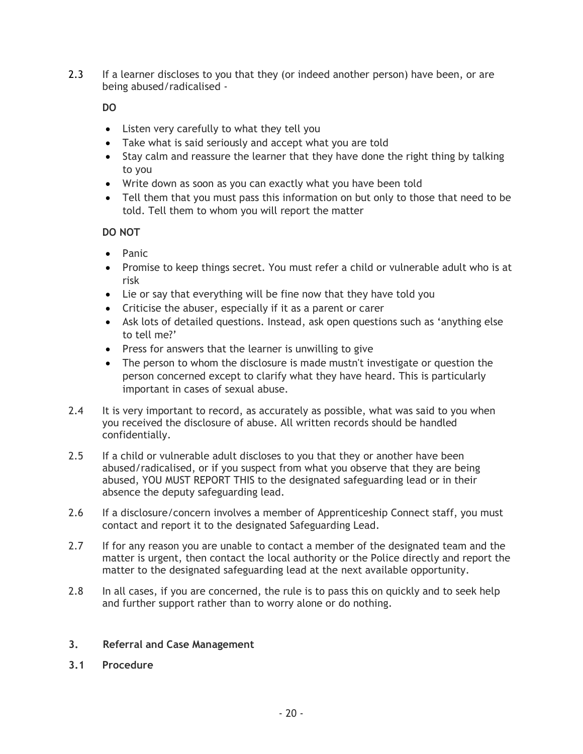**2.3** If a learner discloses to you that they (or indeed another person) have been, or are being abused/radicalised -

**DO**

- Listen very carefully to what they tell you
- Take what is said seriously and accept what you are told
- Stay calm and reassure the learner that they have done the right thing by talking to you
- Write down as soon as you can exactly what you have been told
- Tell them that you must pass this information on but only to those that need to be told. Tell them to whom you will report the matter

**DO NOT**

- Panic
- Promise to keep things secret. You must refer a child or vulnerable adult who is at risk
- Lie or say that everything will be fine now that they have told you
- Criticise the abuser, especially if it as a parent or carer
- Ask lots of detailed questions. Instead, ask open questions such as 'anything else to tell me?'
- Press for answers that the learner is unwilling to give
- The person to whom the disclosure is made mustn't investigate or question the person concerned except to clarify what they have heard. This is particularly important in cases of sexual abuse.

2.4 It is very important to record, as accurately as possible, what was said to you when you received the disclosure of abuse. All written records should be handled confidentially.

2.5 If a child or vulnerable adult discloses to you that they or another have been abused/radicalised, or if you suspect from what you observe that they are being abused, YOU MUST REPORT THIS to the designated safeguarding lead or in their absence the deputy safeguarding lead.

2.6 If a disclosure/concern involves a member of Apprenticeship Connect staff, you must contact and report it to the designated Safeguarding Lead.

2.7 If for any reason you are unable to contact a member of the designated team and the matter is urgent, then contact the local authority or the Police directly and report the matter to the designated safeguarding lead at the next available opportunity.

2.8 In all cases, if you are concerned, the rule is to pass this on quickly and to seek help and further support rather than to worry alone or do nothing.

## 3. Referral and Case Management

### 3.1 Procedure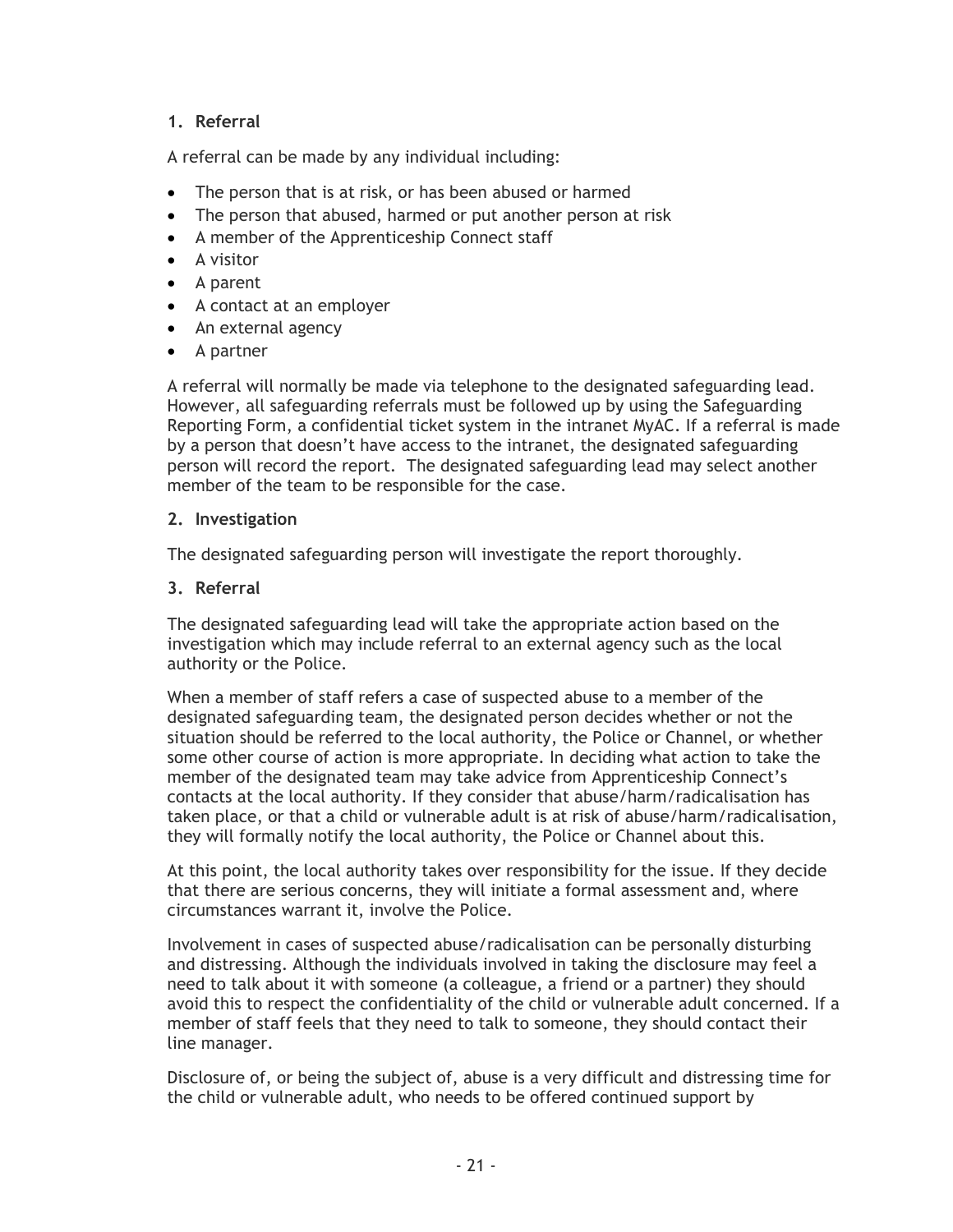1. **Referral**

A referral can be made by any individual including:

- The person that is at risk, or has been abused or harmed
- The person that abused, harmed or put another person at risk
- A member of the Apprenticeship Connect staff
- A visitor
- A parent
- A contact at an employer
- An external agency
- A partner

A referral will normally be made via telephone to the designated safeguarding lead. However, all safeguarding referrals must be followed up by using the Safeguarding Reporting Form, a confidential ticket system in the intranet MyAC. If a referral is made by a person that doesn't have access to the intranet, the designated safeguarding person will record the report. The designated safeguarding lead may select another member of the team to be responsible for the case.

2. **Investigation**

The designated safeguarding person will investigate the report thoroughly.

3. **Referral**

The designated safeguarding lead will take the appropriate action based on the investigation which may include referral to an external agency such as the local authority or the Police.

When a member of staff refers a case of suspected abuse to a member of the designated safeguarding team, the designated person decides whether or not the situation should be referred to the local authority, the Police or Channel, or whether some other course of action is more appropriate. In deciding what action to take the member of the designated team may take advice from Apprenticeship Connect's contacts at the local authority. If they consider that abuse/harm/radicalisation has taken place, or that a child or vulnerable adult is at risk of abuse/harm/radicalisation, they will formally notify the local authority, the Police or Channel about this.

At this point, the local authority takes over responsibility for the issue. If they decide that there are serious concerns, they will initiate a formal assessment and, where circumstances warrant it, involve the Police.

Involvement in cases of suspected abuse/radicalisation can be personally disturbing and distressing. Although the individuals involved in taking the disclosure may feel a need to talk about it with someone (a colleague, a friend or a partner) they should avoid this to respect the confidentiality of the child or vulnerable adult concerned. If a member of staff feels that they need to talk to someone, they should contact their line manager.

Disclosure of, or being the subject of, abuse is a very difficult and distressing time for the child or vulnerable adult, who needs to be offered continued support by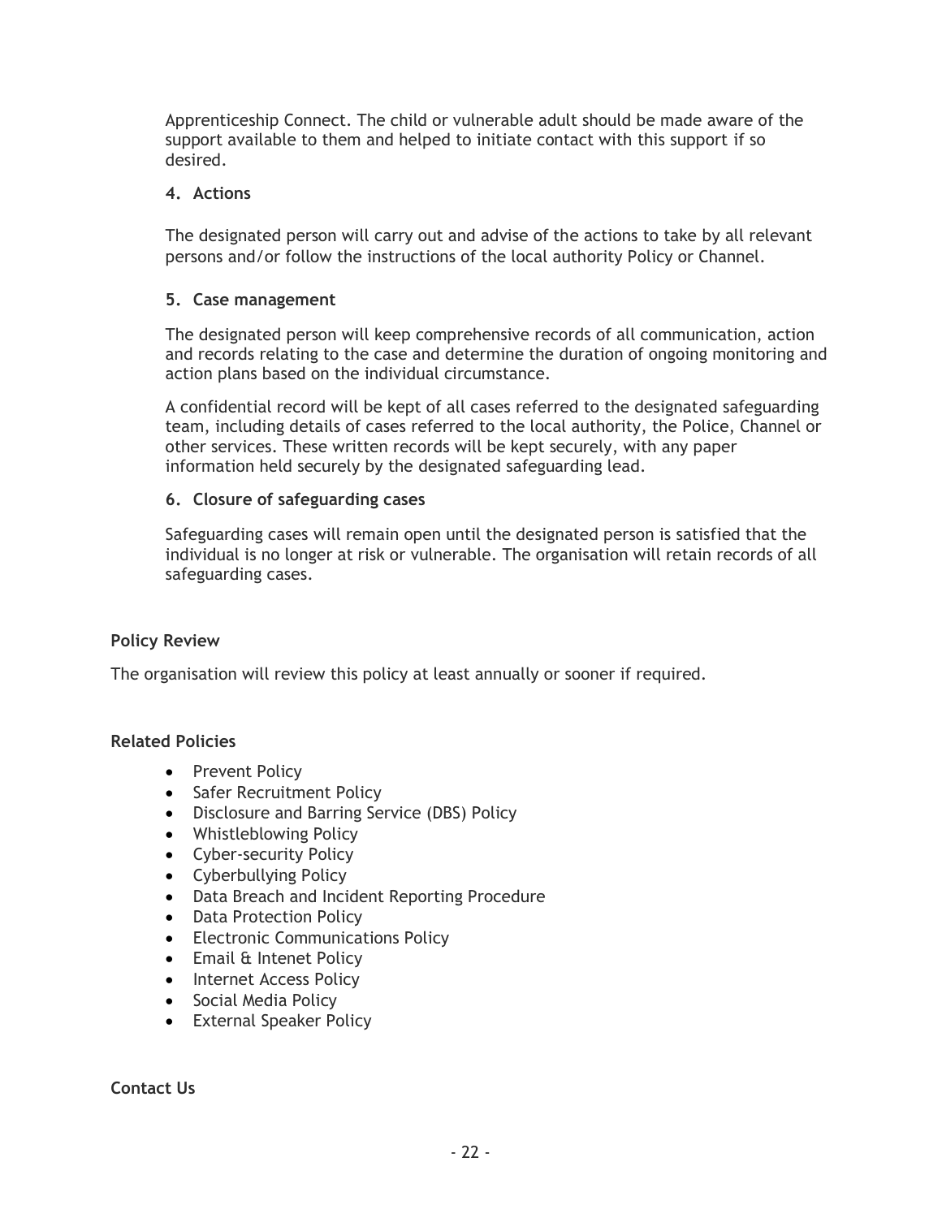Apprenticeship Connect. The child or vulnerable adult should be made aware of the support available to them and helped to initiate contact with this support if so desired.

**4. Actions**

The designated person will carry out and advise of the actions to take by all relevant persons and/or follow the instructions of the local authority Policy or Channel.

**5. Case management**

The designated person will keep comprehensive records of all communication, action and records relating to the case and determine the duration of ongoing monitoring and action plans based on the individual circumstance.

A confidential record will be kept of all cases referred to the designated safeguarding team, including details of cases referred to the local authority, the Police, Channel or other services. These written records will be kept securely, with any paper information held securely by the designated safeguarding lead.

**6. Closure of safeguarding cases**

Safeguarding cases will remain open until the designated person is satisfied that the individual is no longer at risk or vulnerable. The organisation will retain records of all safeguarding cases.

**Policy Review**

The organisation will review this policy at least annually or sooner if required.

**Related Policies**

- Prevent Policy
- Safer Recruitment Policy
- Disclosure and Barring Service (DBS) Policy
- Whistleblowing Policy
- Cyber-security Policy
- Cyberbullying Policy
- Data Breach and Incident Reporting Procedure
- Data Protection Policy
- Electronic Communications Policy
- Email & Intenet Policy
- Internet Access Policy
- Social Media Policy
- External Speaker Policy

**Contact Us**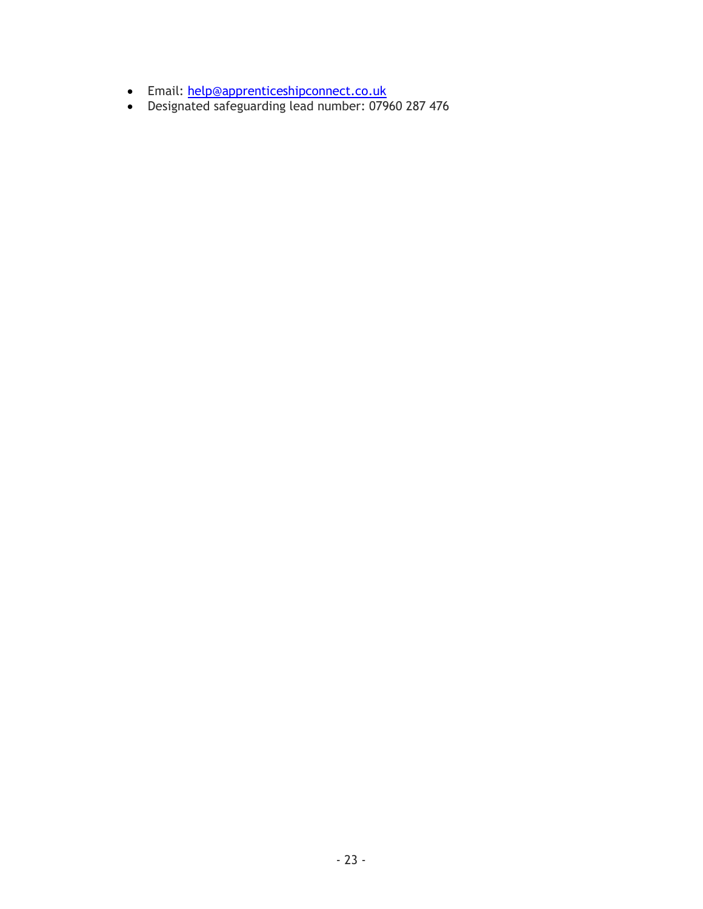- Email: help@apprenticeshipconnect.co.uk
- Designated safeguarding lead number: 07960 287 476